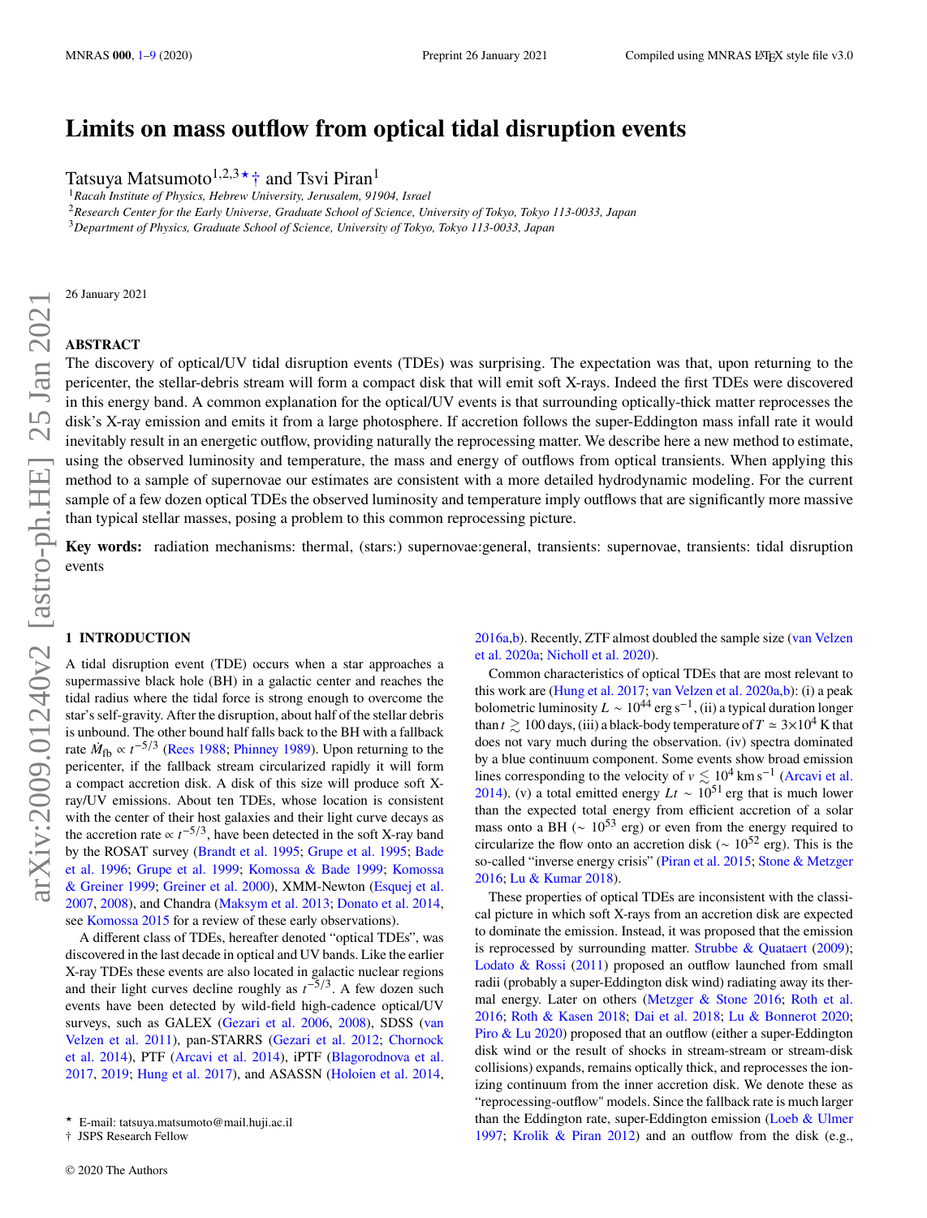# Limits on mass outflow from optical tidal disruption events

Tatsuya Matsumoto[1,2,3]★† and Tsvi Piran[1]

[1]*Racah Institute of Physics, Hebrew University, Jerusalem, 91904, Israel*
[2]*Research Center for the Early Universe, Graduate School of Science, University of Tokyo, Tokyo 113-0033, Japan*
[3]*Department of Physics, Graduate School of Science, University of Tokyo, Tokyo 113-0033, Japan*

26 January 2021

## ABSTRACT

The discovery of optical/UV tidal disruption events (TDEs) was surprising. The expectation was that, upon returning to the pericenter, the stellar-debris stream will form a compact disk that will emit soft X-rays. Indeed the first TDEs were discovered in this energy band. A common explanation for the optical/UV events is that surrounding optically-thick matter reprocesses the disk's X-ray emission and emits it from a large photosphere. If accretion follows the super-Eddington mass infall rate it would inevitably result in an energetic outflow, providing naturally the reprocessing matter. We describe here a new method to estimate, using the observed luminosity and temperature, the mass and energy of outflows from optical transients. When applying this method to a sample of supernovae our estimates are consistent with a more detailed hydrodynamic modeling. For the current sample of a few dozen optical TDEs the observed luminosity and temperature imply outflows that are significantly more massive than typical stellar masses, posing a problem to this common reprocessing picture.

**Key words:** radiation mechanisms: thermal, (stars:) supernovae:general, transients: supernovae, transients: tidal disruption events

## 1 INTRODUCTION

A tidal disruption event (TDE) occurs when a star approaches a supermassive black hole (BH) in a galactic center and reaches the tidal radius where the tidal force is strong enough to overcome the star's self-gravity. After the disruption, about half of the stellar debris is unbound. The other bound half falls back to the BH with a fallback rate $\dot{M}_{\rm fb} \propto t^{-5/3}$ (Rees 1988; Phinney 1989). Upon returning to the pericenter, if the fallback stream circularized rapidly it will form a compact accretion disk. A disk of this size will produce soft X-ray/UV emissions. About ten TDEs, whose location is consistent with the center of their host galaxies and their light curve decays as the accretion rate $\propto t^{-5/3}$, have been detected in the soft X-ray band by the ROSAT survey (Brandt et al. 1995; Grupe et al. 1995; Bade et al. 1996; Grupe et al. 1999; Komossa & Bade 1999; Komossa & Greiner 1999; Greiner et al. 2000), XMM-Newton (Esquej et al. 2007, 2008), and Chandra (Maksym et al. 2013; Donato et al. 2014, see Komossa 2015 for a review of these early observations).

A different class of TDEs, hereafter denoted "optical TDEs", was discovered in the last decade in optical and UV bands. Like the earlier X-ray TDEs these events are also located in galactic nuclear regions and their light curves decline roughly as $t^{-5/3}$. A few dozen such events have been detected by wild-field high-cadence optical/UV surveys, such as GALEX (Gezari et al. 2006, 2008), SDSS (van Velzen et al. 2011), pan-STARRS (Gezari et al. 2012; Chornock et al. 2014), PTF (Arcavi et al. 2014), iPTF (Blagorodnova et al. 2017, 2019; Hung et al. 2017), and ASASSN (Holoien et al. 2014, 2016a,b). Recently, ZTF almost doubled the sample size (van Velzen et al. 2020a; Nicholl et al. 2020).

Common characteristics of optical TDEs that are most relevant to this work are (Hung et al. 2017; van Velzen et al. 2020a,b): (i) a peak bolometric luminosity $L \sim 10^{44}\,{\rm erg\,s^{-1}}$, (ii) a typical duration longer than $t \gtrsim 100$ days, (iii) a black-body temperature of $T \simeq 3{\times}10^4$ K that does not vary much during the observation. (iv) spectra dominated by a blue continuum component. Some events show broad emission lines corresponding to the velocity of $v \lesssim 10^4\,{\rm km\,s^{-1}}$ (Arcavi et al. 2014). (v) a total emitted energy $Lt \sim 10^{51}$ erg that is much lower than the expected total energy from efficient accretion of a solar mass onto a BH ($\sim 10^{53}$ erg) or even from the energy required to circularize the flow onto an accretion disk ($\sim 10^{52}$ erg). This is the so-called "inverse energy crisis" (Piran et al. 2015; Stone & Metzger 2016; Lu & Kumar 2018).

These properties of optical TDEs are inconsistent with the classical picture in which soft X-rays from an accretion disk are expected to dominate the emission. Instead, it was proposed that the emission is reprocessed by surrounding matter. Strubbe & Quataert (2009); Lodato & Rossi (2011) proposed an outflow launched from small radii (probably a super-Eddington disk wind) radiating away its thermal energy. Later on others (Metzger & Stone 2016; Roth et al. 2016; Roth & Kasen 2018; Dai et al. 2018; Lu & Bonnerot 2020; Piro & Lu 2020) proposed that an outflow (either a super-Eddington disk wind or the result of shocks in stream-stream or stream-disk collisions) expands, remains optically thick, and reprocesses the ionizing continuum from the inner accretion disk. We denote these as "reprocessing-outflow" models. Since the fallback rate is much larger than the Eddington rate, super-Eddington emission (Loeb & Ulmer 1997; Krolik & Piran 2012) and an outflow from the disk (e.g.,

★ E-mail: tatsuya.matsumoto@mail.huji.ac.il
† JSPS Research Fellow

© 2020 The Authors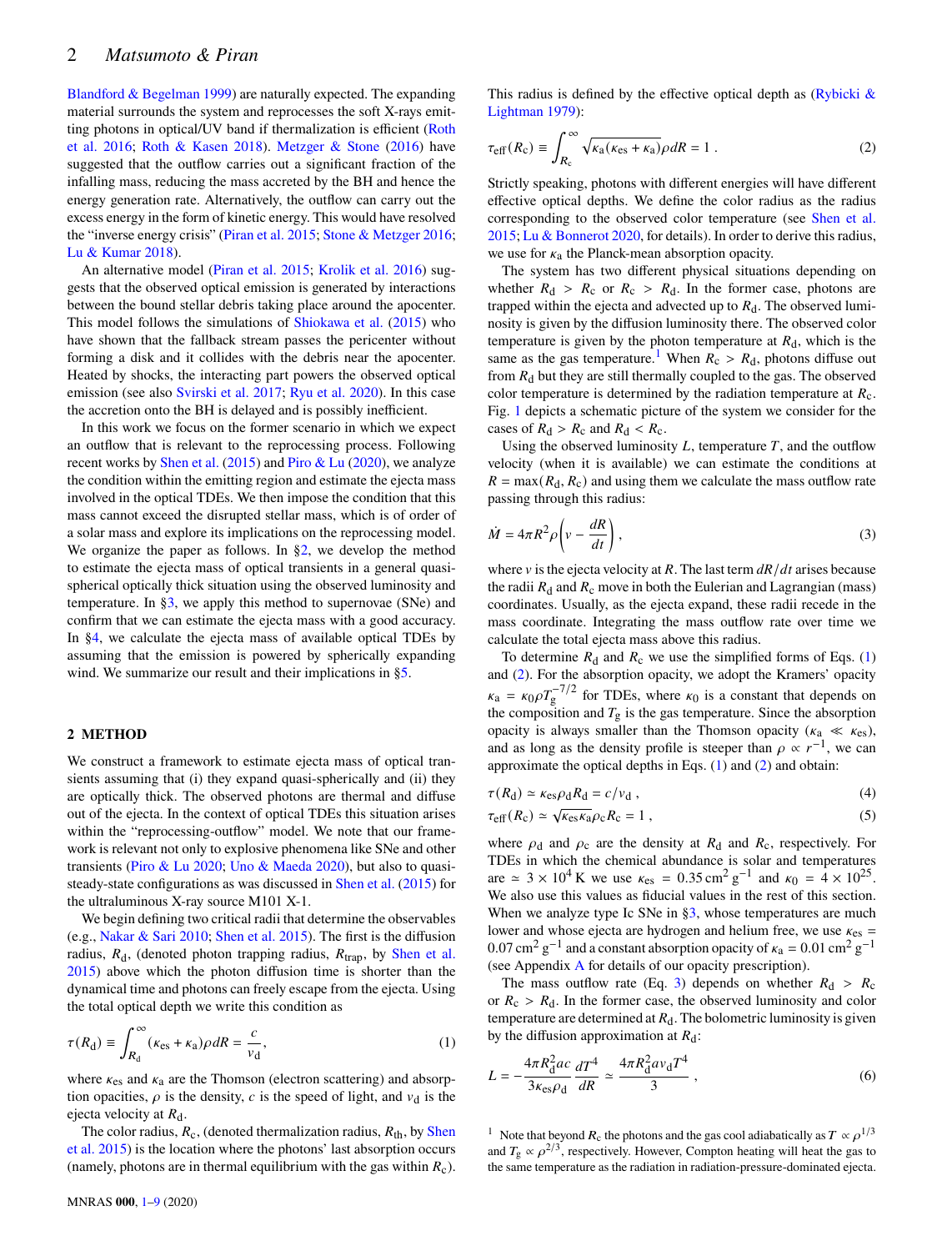Blandford & Begelman 1999) are naturally expected. The expanding material surrounds the system and reprocesses the soft X-rays emitting photons in optical/UV band if thermalization is efficient (Roth et al. 2016; Roth & Kasen 2018). Metzger & Stone (2016) have suggested that the outflow carries out a significant fraction of the infalling mass, reducing the mass accreted by the BH and hence the energy generation rate. Alternatively, the outflow can carry out the excess energy in the form of kinetic energy. This would have resolved the "inverse energy crisis" (Piran et al. 2015; Stone & Metzger 2016; Lu & Kumar 2018).

An alternative model (Piran et al. 2015; Krolik et al. 2016) suggests that the observed optical emission is generated by interactions between the bound stellar debris taking place around the apocenter. This model follows the simulations of Shiokawa et al. (2015) who have shown that the fallback stream passes the pericenter without forming a disk and it collides with the debris near the apocenter. Heated by shocks, the interacting part powers the observed optical emission (see also Svirski et al. 2017; Ryu et al. 2020). In this case the accretion onto the BH is delayed and is possibly inefficient.

In this work we focus on the former scenario in which we expect an outflow that is relevant to the reprocessing process. Following recent works by Shen et al. (2015) and Piro & Lu (2020), we analyze the condition within the emitting region and estimate the ejecta mass involved in the optical TDEs. We then impose the condition that this mass cannot exceed the disrupted stellar mass, which is of order of a solar mass and explore its implications on the reprocessing model. We organize the paper as follows. In §2, we develop the method to estimate the ejecta mass of optical transients in a general quasi-spherical optically thick situation using the observed luminosity and temperature. In §3, we apply this method to supernovae (SNe) and confirm that we can estimate the ejecta mass with a good accuracy. In §4, we calculate the ejecta mass of available optical TDEs by assuming that the emission is powered by spherically expanding wind. We summarize our result and their implications in §5.

## 2 METHOD

We construct a framework to estimate ejecta mass of optical transients assuming that (i) they expand quasi-spherically and (ii) they are optically thick. The observed photons are thermal and diffuse out of the ejecta. In the context of optical TDEs this situation arises within the "reprocessing-outflow" model. We note that our framework is relevant not only to explosive phenomena like SNe and other transients (Piro & Lu 2020; Uno & Maeda 2020), but also to quasi-steady-state configurations as was discussed in Shen et al. (2015) for the ultraluminous X-ray source M101 X-1.

We begin defining two critical radii that determine the observables (e.g., Nakar & Sari 2010; Shen et al. 2015). The first is the diffusion radius, $R_{\rm d}$, (denoted photon trapping radius, $R_{\rm trap}$, by Shen et al. 2015) above which the photon diffusion time is shorter than the dynamical time and photons can freely escape from the ejecta. Using the total optical depth we write this condition as

$$\tau(R_{\rm d}) \equiv \int_{R_{\rm d}}^{\infty} (\kappa_{\rm es} + \kappa_{\rm a})\rho dR = \frac{c}{v_{\rm d}}, \tag{1}$$

where $\kappa_{\rm es}$ and $\kappa_{\rm a}$ are the Thomson (electron scattering) and absorption opacities, $\rho$ is the density, $c$ is the speed of light, and $v_{\rm d}$ is the ejecta velocity at $R_{\rm d}$.

The color radius, $R_{\rm c}$, (denoted thermalization radius, $R_{\rm th}$, by Shen et al. 2015) is the location where the photons' last absorption occurs (namely, photons are in thermal equilibrium with the gas within $R_{\rm c}$). This radius is defined by the effective optical depth as (Rybicki & Lightman 1979):

$$\tau_{\rm eff}(R_{\rm c}) \equiv \int_{R_{\rm c}}^{\infty} \sqrt{\kappa_{\rm a}(\kappa_{\rm es} + \kappa_{\rm a})}\rho dR = 1\ . \tag{2}$$

Strictly speaking, photons with different energies will have different effective optical depths. We define the color radius as the radius corresponding to the observed color temperature (see Shen et al. 2015; Lu & Bonnerot 2020, for details). In order to derive this radius, we use for $\kappa_{\rm a}$ the Planck-mean absorption opacity.

The system has two different physical situations depending on whether $R_{\rm d} > R_{\rm c}$ or $R_{\rm c} > R_{\rm d}$. In the former case, photons are trapped within the ejecta and advected up to $R_{\rm d}$. The observed luminosity is given by the diffusion luminosity there. The observed color temperature is given by the photon temperature at $R_{\rm d}$, which is the same as the gas temperature.[1] When $R_{\rm c} > R_{\rm d}$, photons diffuse out from $R_{\rm d}$ but they are still thermally coupled to the gas. The observed color temperature is determined by the radiation temperature at $R_{\rm c}$. Fig. 1 depicts a schematic picture of the system we consider for the cases of $R_{\rm d} > R_{\rm c}$ and $R_{\rm d} < R_{\rm c}$.

Using the observed luminosity $L$, temperature $T$, and the outflow velocity (when it is available) we can estimate the conditions at $R = \max(R_{\rm d}, R_{\rm c})$ and using them we calculate the mass outflow rate passing through this radius:

$$\dot{M} = 4\pi R^2 \rho \left( v - \frac{dR}{dt} \right), \tag{3}$$

where $v$ is the ejecta velocity at $R$. The last term $dR/dt$ arises because the radii $R_{\rm d}$ and $R_{\rm c}$ move in both the Eulerian and Lagrangian (mass) coordinates. Usually, as the ejecta expand, these radii recede in the mass coordinate. Integrating the mass outflow rate over time we calculate the total ejecta mass above this radius.

To determine $R_{\rm d}$ and $R_{\rm c}$ we use the simplified forms of Eqs. (1) and (2). For the absorption opacity, we adopt the Kramers' opacity $\kappa_{\rm a} = \kappa_0 \rho T_{\rm g}^{-7/2}$ for TDEs, where $\kappa_0$ is a constant that depends on the composition and $T_{\rm g}$ is the gas temperature. Since the absorption opacity is always smaller than the Thomson opacity ($\kappa_{\rm a} \ll \kappa_{\rm es}$), and as long as the density profile is steeper than $\rho \propto r^{-1}$, we can approximate the optical depths in Eqs. (1) and (2) and obtain:

$$\tau(R_{\rm d}) \simeq \kappa_{\rm es}\rho_{\rm d} R_{\rm d} = c/v_{\rm d}\ , \tag{4}$$

$$\tau_{\rm eff}(R_{\rm c}) \simeq \sqrt{\kappa_{\rm es}\kappa_{\rm a}}\rho_{\rm c} R_{\rm c} = 1\ , \tag{5}$$

where $\rho_{\rm d}$ and $\rho_{\rm c}$ are the density at $R_{\rm d}$ and $R_{\rm c}$, respectively. For TDEs in which the chemical abundance is solar and temperatures are $\simeq 3 \times 10^4$ K we use $\kappa_{\rm es} = 0.35\,{\rm cm^2\,g^{-1}}$ and $\kappa_0 = 4 \times 10^{25}$. We also use this values as fiducial values in the rest of this section. When we analyze type Ic SNe in §3, whose temperatures are much lower and whose ejecta are hydrogen and helium free, we use $\kappa_{\rm es} = 0.07\,{\rm cm^2\,g^{-1}}$ and a constant absorption opacity of $\kappa_{\rm a} = 0.01\,{\rm cm^2\,g^{-1}}$ (see Appendix A for details of our opacity prescription).

The mass outflow rate (Eq. 3) depends on whether $R_{\rm d} > R_{\rm c}$ or $R_{\rm c} > R_{\rm d}$. In the former case, the observed luminosity and color temperature are determined at $R_{\rm d}$. The bolometric luminosity is given by the diffusion approximation at $R_{\rm d}$:

$$L = -\frac{4\pi R_{\rm d}^2 ac}{3\kappa_{\rm es}\rho_{\rm d}} \frac{dT^4}{dR} \simeq \frac{4\pi R_{\rm d}^2 a v_{\rm d} T^4}{3}\ , \tag{6}$$

[1] Note that beyond $R_{\rm c}$ the photons and the gas cool adiabatically as $T \propto \rho^{1/3}$ and $T_{\rm g} \propto \rho^{2/3}$, respectively. However, Compton heating will heat the gas to the same temperature as the radiation in radiation-pressure-dominated ejecta.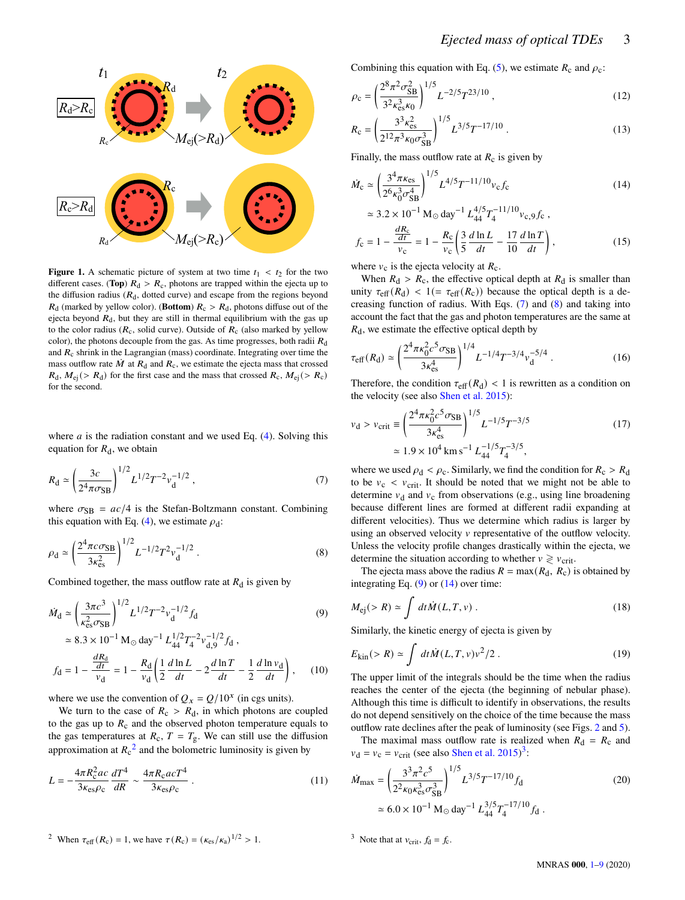**Figure 1.** A schematic picture of system at two time $t_1 < t_2$ for the two different cases. (**Top**) $R_\mathrm{d} > R_\mathrm{c}$, photons are trapped within the ejecta up to the diffusion radius ($R_\mathrm{d}$, dotted curve) and escape from the regions beyond $R_\mathrm{d}$ (marked by yellow color). (**Bottom**) $R_\mathrm{c} > R_\mathrm{d}$, photons diffuse out of the ejecta beyond $R_\mathrm{d}$, but they are still in thermal equilibrium with the gas up to the color radius ($R_\mathrm{c}$, solid curve). Outside of $R_\mathrm{c}$ (also marked by yellow color), the photons decouple from the gas. As time progresses, both radii $R_\mathrm{d}$ and $R_\mathrm{c}$ shrink in the Lagrangian (mass) coordinate. Integrating over time the mass outflow rate $\dot{M}$ at $R_\mathrm{d}$ and $R_\mathrm{c}$, we estimate the ejecta mass that crossed $R_\mathrm{d}$, $M_\mathrm{ej}(>R_\mathrm{d})$ for the first case and the mass that crossed $R_\mathrm{c}$, $M_\mathrm{ej}(>R_\mathrm{c})$ for the second.

where $a$ is the radiation constant and we used Eq. (4). Solving this equation for $R_\mathrm{d}$, we obtain

$$R_\mathrm{d} \simeq \left(\frac{3c}{2^4\pi\sigma_\mathrm{SB}}\right)^{1/2} L^{1/2} T^{-2} v_\mathrm{d}^{-1/2}\,, \tag{7}$$

where $\sigma_\mathrm{SB} = ac/4$ is the Stefan-Boltzmann constant. Combining this equation with Eq. (4), we estimate $\rho_\mathrm{d}$:

$$\rho_\mathrm{d} \simeq \left(\frac{2^4\pi c\sigma_\mathrm{SB}}{3\kappa_\mathrm{es}^2}\right)^{1/2} L^{-1/2} T^{2} v_\mathrm{d}^{-1/2}\,. \tag{8}$$

Combined together, the mass outflow rate at $R_\mathrm{d}$ is given by

$$\begin{aligned}\dot{M}_\mathrm{d} &\simeq \left(\frac{3\pi c^3}{\kappa_\mathrm{es}^2\sigma_\mathrm{SB}}\right)^{1/2} L^{1/2} T^{-2} v_\mathrm{d}^{-1/2} f_\mathrm{d} \qquad (9)\\ &\simeq 8.3\times10^{-1}\,\mathrm{M_\odot\,day^{-1}}\,L_{44}^{1/2} T_4^{-2} v_{\mathrm{d},9}^{-1/2} f_\mathrm{d}\,,\end{aligned}$$

$$f_\mathrm{d} = 1 - \frac{\frac{dR_\mathrm{d}}{dt}}{v_\mathrm{d}} = 1 - \frac{R_\mathrm{d}}{v_\mathrm{d}}\left(\frac{1}{2}\frac{d\ln L}{dt} - 2\frac{d\ln T}{dt} - \frac{1}{2}\frac{d\ln v_\mathrm{d}}{dt}\right), \tag{10}$$

where we use the convention of $Q_x = Q/10^x$ (in cgs units).

We turn to the case of $R_\mathrm{c} > R_\mathrm{d}$, in which photons are coupled to the gas up to $R_\mathrm{c}$ and the observed photon temperature equals to the gas temperatures at $R_\mathrm{c}$, $T = T_\mathrm{g}$. We can still use the diffusion approximation at $R_\mathrm{c}$[2] and the bolometric luminosity is given by

$$L = -\frac{4\pi R_\mathrm{c}^2 ac}{3\kappa_\mathrm{es}\rho_\mathrm{c}}\frac{dT^4}{dR} \sim \frac{4\pi R_\mathrm{c} acT^4}{3\kappa_\mathrm{es}\rho_\mathrm{c}}\,. \tag{11}$$

[2] When $\tau_\mathrm{eff}(R_\mathrm{c}) = 1$, we have $\tau(R_\mathrm{c}) = (\kappa_\mathrm{es}/\kappa_\mathrm{a})^{1/2} > 1$.

Combining this equation with Eq. (5), we estimate $R_\mathrm{c}$ and $\rho_\mathrm{c}$:

$$\rho_\mathrm{c} = \left(\frac{2^8\pi^2\sigma_\mathrm{SB}^2}{3^2\kappa_\mathrm{es}^3\kappa_0}\right)^{1/5} L^{-2/5} T^{23/10}\,, \tag{12}$$

$$R_\mathrm{c} = \left(\frac{3^3\kappa_\mathrm{es}^2}{2^{12}\pi^3\kappa_0\sigma_\mathrm{SB}^3}\right)^{1/5} L^{3/5} T^{-17/10}\,. \tag{13}$$

Finally, the mass outflow rate at $R_\mathrm{c}$ is given by

$$\begin{aligned}\dot{M}_\mathrm{c} &\simeq \left(\frac{3^4\pi\kappa_\mathrm{es}}{2^6\kappa_0^3\sigma_\mathrm{SB}^4}\right)^{1/5} L^{4/5} T^{-11/10} v_\mathrm{c} f_\mathrm{c} \qquad (14)\\ &\simeq 3.2\times10^{-1}\,\mathrm{M_\odot\,day^{-1}}\,L_{44}^{4/5} T_4^{-11/10} v_{\mathrm{c},9} f_\mathrm{c}\,,\end{aligned}$$

$$f_\mathrm{c} = 1 - \frac{\frac{dR_\mathrm{c}}{dt}}{v_\mathrm{c}} = 1 - \frac{R_\mathrm{c}}{v_\mathrm{c}}\left(\frac{3}{5}\frac{d\ln L}{dt} - \frac{17}{10}\frac{d\ln T}{dt}\right), \tag{15}$$

where $v_\mathrm{c}$ is the ejecta velocity at $R_\mathrm{c}$.

When $R_\mathrm{d} > R_\mathrm{c}$, the effective optical depth at $R_\mathrm{d}$ is smaller than unity $\tau_\mathrm{eff}(R_\mathrm{d}) < 1(=\tau_\mathrm{eff}(R_\mathrm{c}))$ because the optical depth is a decreasing function of radius. With Eqs. (7) and (8) and taking into account the fact that the gas and photon temperatures are the same at $R_\mathrm{d}$, we estimate the effective optical depth by

$$\tau_\mathrm{eff}(R_\mathrm{d}) \simeq \left(\frac{2^4\pi\kappa_0^2 c^5\sigma_\mathrm{SB}}{3\kappa_\mathrm{es}^4}\right)^{1/4} L^{-1/4} T^{-3/4} v_\mathrm{d}^{-5/4}\,. \tag{16}$$

Therefore, the condition $\tau_\mathrm{eff}(R_\mathrm{d}) < 1$ is rewritten as a condition on the velocity (see also Shen et al. 2015):

$$\begin{aligned}v_\mathrm{d} > v_\mathrm{crit} &\equiv \left(\frac{2^4\pi\kappa_0^2 c^5\sigma_\mathrm{SB}}{3\kappa_\mathrm{es}^4}\right)^{1/5} L^{-1/5} T^{-3/5} \qquad (17)\\ &\simeq 1.9\times10^4\,\mathrm{km\,s^{-1}}\,L_{44}^{-1/5} T_4^{-3/5},\end{aligned}$$

where we used $\rho_\mathrm{d} < \rho_\mathrm{c}$. Similarly, we find the condition for $R_\mathrm{c} > R_\mathrm{d}$ to be $v_\mathrm{c} < v_\mathrm{crit}$. It should be noted that we might not be able to determine $v_\mathrm{d}$ and $v_\mathrm{c}$ from observations (e.g., using line broadening because different lines are formed at different radii expanding at different velocities). Thus we determine which radius is larger by using an observed velocity $v$ representative of the outflow velocity. Unless the velocity profile changes drastically within the ejecta, we determine the situation according to whether $v \gtrless v_\mathrm{crit}$.

The ejecta mass above the radius $R = \max(R_\mathrm{d}, R_\mathrm{c})$ is obtained by integrating Eq. (9) or (14) over time:

$$M_\mathrm{ej}(>R) \simeq \int dt\dot{M}(L,T,v)\,. \tag{18}$$

Similarly, the kinetic energy of ejecta is given by

$$E_\mathrm{kin}(>R) \simeq \int dt\dot{M}(L,T,v)v^2/2\,. \tag{19}$$

The upper limit of the integrals should be the time when the radius reaches the center of the ejecta (the beginning of nebular phase). Although this time is difficult to identify in observations, the results do not depend sensitively on the choice of the time because the mass outflow rate declines after the peak of luminosity (see Figs. 2 and 5).

The maximal mass outflow rate is realized when $R_\mathrm{d} = R_\mathrm{c}$ and $v_\mathrm{d} = v_\mathrm{c} = v_\mathrm{crit}$ (see also Shen et al. 2015)[3]:

$$\begin{aligned}\dot{M}_\mathrm{max} &= \left(\frac{3^3\pi^2 c^5}{2^2\kappa_0\kappa_\mathrm{es}^3\sigma_\mathrm{SB}^3}\right)^{1/5} L^{3/5} T^{-17/10} f_\mathrm{d} \qquad (20)\\ &\simeq 6.0\times10^{-1}\,\mathrm{M_\odot\,day^{-1}}\,L_{44}^{3/5} T_4^{-17/10} f_\mathrm{d}\,.\end{aligned}$$

[3] Note that at $v_\mathrm{crit}$, $f_\mathrm{d} = f_\mathrm{c}$.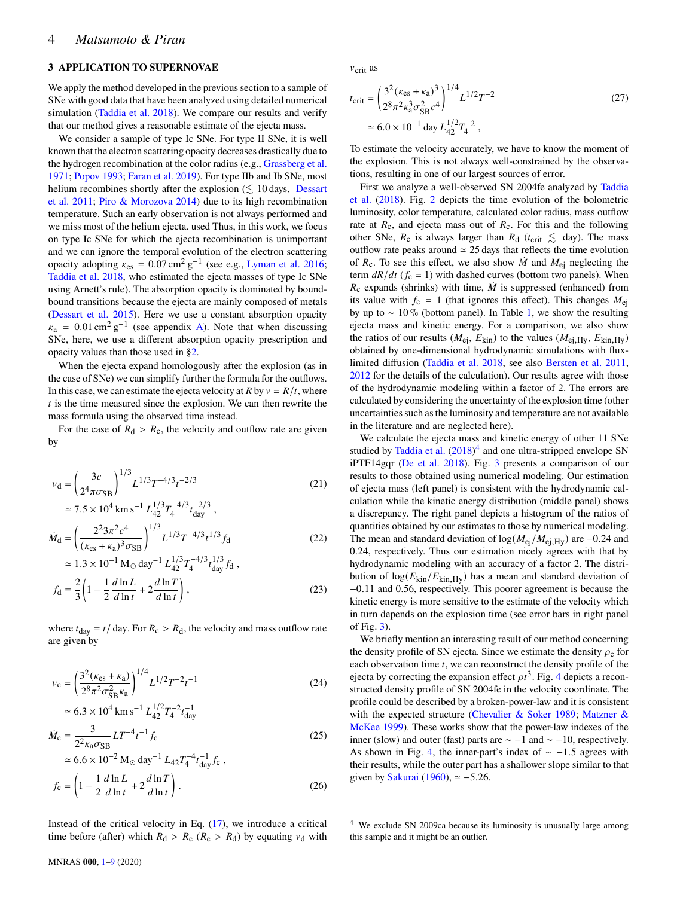## 3 APPLICATION TO SUPERNOVAE

We apply the method developed in the previous section to a sample of SNe with good data that have been analyzed using detailed numerical simulation (Taddia et al. 2018). We compare our results and verify that our method gives a reasonable estimate of the ejecta mass.

We consider a sample of type Ic SNe. For type II SNe, it is well known that the electron scattering opacity decreases drastically due to the hydrogen recombination at the color radius (e.g., Grassberg et al. 1971; Popov 1993; Faran et al. 2019). For type IIb and Ib SNe, most helium recombines shortly after the explosion ($\lesssim 10$ days, Dessart et al. 2011; Piro & Morozova 2014) due to its high recombination temperature. Such an early observation is not always performed and we miss most of the helium ejecta. used Thus, in this work, we focus on type Ic SNe for which the ejecta recombination is unimportant and we can ignore the temporal evolution of the electron scattering opacity adopting $\kappa_{\rm es} = 0.07\,{\rm cm}^2\,{\rm g}^{-1}$ (see e.g., Lyman et al. 2016; Taddia et al. 2018, who estimated the ejecta masses of type Ic SNe using Arnett's rule). The absorption opacity is dominated by bound-bound transitions because the ejecta are mainly composed of metals (Dessart et al. 2015). Here we use a constant absorption opacity $\kappa_{\rm a} = 0.01\,{\rm cm}^2\,{\rm g}^{-1}$ (see appendix A). Note that when discussing SNe, here, we use a different absorption opacity prescription and opacity values than those used in §2.

When the ejecta expand homologously after the explosion (as in the case of SNe) we can simplify further the formula for the outflows. In this case, we can estimate the ejecta velocity at $R$ by $v = R/t$, where $t$ is the time measured since the explosion. We can then rewrite the mass formula using the observed time instead.

For the case of $R_{\rm d} > R_{\rm c}$, the velocity and outflow rate are given by

$$v_{\rm d} = \left(\frac{3c}{2^4\pi\sigma_{\rm SB}}\right)^{1/3} L^{1/3}T^{-4/3}t^{-2/3} \tag{21}$$
$$\simeq 7.5\times10^4\,{\rm km\,s^{-1}}\,L_{42}^{1/3}T_4^{-4/3}t_{\rm day}^{-2/3}\,,$$

$$\dot{M}_{\rm d} = \left(\frac{2^2 3\pi^2 c^4}{(\kappa_{\rm es}+\kappa_{\rm a})^3\sigma_{\rm SB}}\right)^{1/3} L^{1/3}T^{-4/3}t^{1/3}f_{\rm d} \tag{22}$$
$$\simeq 1.3\times10^{-1}\,{\rm M_\odot\,day^{-1}}\,L_{42}^{1/3}T_4^{-4/3}t_{\rm day}^{1/3}f_{\rm d}\,,$$

$$f_{\rm d} = \frac{2}{3}\left(1-\frac{1}{2}\frac{d\ln L}{d\ln t}+2\frac{d\ln T}{d\ln t}\right), \tag{23}$$

where $t_{\rm day} = t/\,$day. For $R_{\rm c} > R_{\rm d}$, the velocity and mass outflow rate are given by

$$v_{\rm c} = \left(\frac{3^2(\kappa_{\rm es}+\kappa_{\rm a})}{2^8\pi^2\sigma_{\rm SB}^2\kappa_{\rm a}}\right)^{1/4} L^{1/2}T^{-2}t^{-1} \tag{24}$$
$$\simeq 6.3\times10^4\,{\rm km\,s^{-1}}\,L_{42}^{1/2}T_4^{-2}t_{\rm day}^{-1}$$

$$\dot{M}_{\rm c} = \frac{3}{2^2\kappa_{\rm a}\sigma_{\rm SB}}LT^{-4}t^{-1}f_{\rm c} \tag{25}$$
$$\simeq 6.6\times10^{-2}\,{\rm M_\odot\,day^{-1}}\,L_{42}T_4^{-4}t_{\rm day}^{-1}f_{\rm c}\,,$$

$$f_{\rm c} = \left(1-\frac{1}{2}\frac{d\ln L}{d\ln t}+2\frac{d\ln T}{d\ln t}\right). \tag{26}$$

Instead of the critical velocity in Eq. (17), we introduce a critical time before (after) which $R_{\rm d} > R_{\rm c}$ ($R_{\rm c} > R_{\rm d}$) by equating $v_{\rm d}$ with $v_{\rm crit}$ as

$$t_{\rm crit} = \left(\frac{3^2(\kappa_{\rm es}+\kappa_{\rm a})^3}{2^8\pi^2\kappa_{\rm a}^3\sigma_{\rm SB}^2c^4}\right)^{1/4} L^{1/2}T^{-2} \tag{27}$$
$$\simeq 6.0\times10^{-1}\,{\rm day}\,L_{42}^{1/2}T_4^{-2}\,,$$

To estimate the velocity accurately, we have to know the moment of the explosion. This is not always well-constrained by the observations, resulting in one of our largest sources of error.

First we analyze a well-observed SN 2004fe analyzed by Taddia et al. (2018). Fig. 2 depicts the time evolution of the bolometric luminosity, color temperature, calculated color radius, mass outflow rate at $R_{\rm c}$, and ejecta mass out of $R_{\rm c}$. For this and the following other SNe, $R_{\rm c}$ is always larger than $R_{\rm d}$ ($t_{\rm crit} \lesssim$ day). The mass outflow rate peaks around $\simeq 25$ days that reflects the time evolution of $R_{\rm c}$. To see this effect, we also show $\dot{M}$ and $M_{\rm ej}$ neglecting the term $dR/dt$ ($f_{\rm c} = 1$) with dashed curves (bottom two panels). When $R_{\rm c}$ expands (shrinks) with time, $\dot{M}$ is suppressed (enhanced) from its value with $f_{\rm c} = 1$ (that ignores this effect). This changes $M_{\rm ej}$ by up to $\sim 10\,\%$ (bottom panel). In Table 1, we show the resulting ejecta mass and kinetic energy. For a comparison, we also show the ratios of our results ($M_{\rm ej}$, $E_{\rm kin}$) to the values ($M_{\rm ej,Hy}$, $E_{\rm kin,Hy}$) obtained by one-dimensional hydrodynamic simulations with flux-limited diffusion (Taddia et al. 2018, see also Bersten et al. 2011, 2012 for the details of the calculation). Our results agree with those of the hydrodynamic modeling within a factor of 2. The errors are calculated by considering the uncertainty of the explosion time (other uncertainties such as the luminosity and temperature are not available in the literature and are neglected here).

We calculate the ejecta mass and kinetic energy of other 11 SNe studied by Taddia et al. (2018)[4] and one ultra-stripped envelope SN iPTF14gqr (De et al. 2018). Fig. 3 presents a comparison of our results to those obtained using numerical modeling. Our estimation of ejecta mass (left panel) is consistent with the hydrodynamic calculation while the kinetic energy distribution (middle panel) shows a discrepancy. The right panel depicts a histogram of the ratios of quantities obtained by our estimates to those by numerical modeling. The mean and standard deviation of $\log(M_{\rm ej}/M_{\rm ej,Hy})$ are $-0.24$ and 0.24, respectively. Thus our estimation nicely agrees with that by hydrodynamic modeling with an accuracy of a factor 2. The distribution of $\log(E_{\rm kin}/E_{\rm kin,Hy})$ has a mean and standard deviation of $-0.11$ and 0.56, respectively. This poorer agreement is because the kinetic energy is more sensitive to the estimate of the velocity which in turn depends on the explosion time (see error bars in right panel of Fig. 3).

We briefly mention an interesting result of our method concerning the density profile of SN ejecta. Since we estimate the density $\rho_{\rm c}$ for each observation time $t$, we can reconstruct the density profile of the ejecta by correcting the expansion effect $\rho t^3$. Fig. 4 depicts a reconstructed density profile of SN 2004fe in the velocity coordinate. The profile could be described by a broken-power-law and it is consistent with the expected structure (Chevalier & Soker 1989; Matzner & McKee 1999). These works show that the power-law indexes of the inner (slow) and outer (fast) parts are $\sim -1$ and $\sim -10$, respectively. As shown in Fig. 4, the inner-part's index of $\sim -1.5$ agrees with their results, while the outer part has a shallower slope similar to that given by Sakurai (1960), $\simeq -5.26$.

[4] We exclude SN 2009ca because its luminosity is unusually large among this sample and it might be an outlier.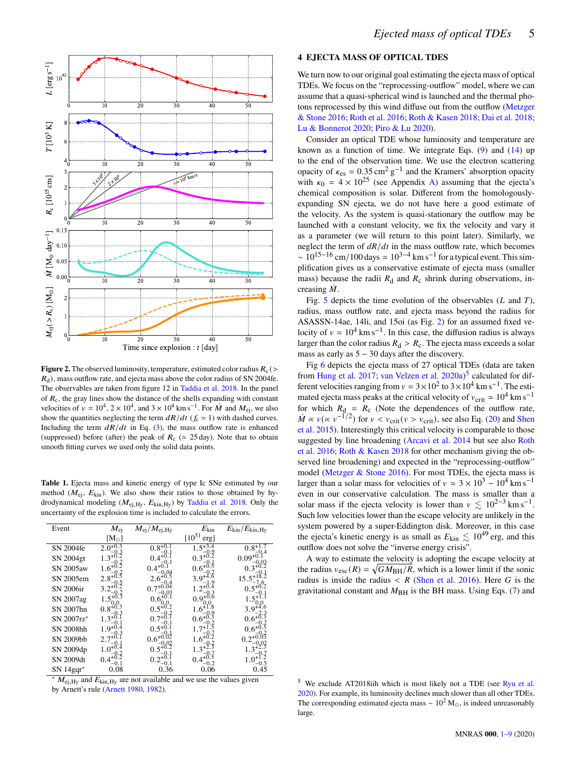**Figure 2.** The observed luminosity, temperature, estimated color radius $R_c$ ($> R_d$), mass outflow rate, and ejecta mass above the color radius of SN 2004fe. The observables are taken from figure 12 in Taddia et al. 2018. In the panel of $R_c$, the gray lines show the distance of the shells expanding with constant velocities of $v = 10^4$, $2 \times 10^4$, and $3 \times 10^4$ km s$^{-1}$. For $\dot{M}$ and $M_{ej}$, we also show the quantities neglecting the term $dR/dt$ ($f_c = 1$) with dashed curves. Including the term $dR/dt$ in Eq. (3), the mass outflow rate is enhanced (suppressed) before (after) the peak of $R_c$ ($\simeq 25$ day). Note that to obtain smooth fitting curves we used only the solid data points.

**Table 1.** Ejecta mass and kinetic energy of type Ic SNe estimated by our method ($M_{ej}$, $E_{kin}$). We also show their ratios to those obtained by hydrodynamical modeling ($M_{ej,Hy}$, $E_{kin,Hy}$) by Taddia et al. 2018. Only the uncertainty of the explosion time is included to calculate the errors.

| Event | $M_{ej}$ [$M_\odot$] | $M_{ej}/M_{ej,Hy}$ | $E_{kin}$ [$10^{51}$ erg] | $E_{kin}/E_{kin,Hy}$ |
|---|---|---|---|---|
| SN 2004fe | $2.0^{+0.3}_{-0.3}$ | $0.8^{+0.1}_{-0.1}$ | $1.5^{+3.4}_{-0.9}$ | $0.8^{+1.7}_{-0.4}$ |
| SN 2004gt | $1.3^{+0.2}_{-0.2}$ | $0.4^{+0.1}_{-0.1}$ | $0.3^{+0.2}_{-0.1}$ | $0.09^{+0.1}_{-0.03}$ |
| SN 2005aw | $1.6^{+0.2}_{-0.2}$ | $0.4^{+0.1}_{-0.04}$ | $0.6^{+0.5}_{-0.2}$ | $0.3^{+0.2}_{-0.1}$ |
| SN 2005em | $2.8^{+0.5}_{-0.5}$ | $2.6^{+0.5}_{-0.4}$ | $3.9^{+4.6}_{-1.9}$ | $15.5^{+18.2}_{-7.6}$ |
| SN 2006ir | $3.2^{+0.2}_{-0.3}$ | $0.7^{+0.04}_{-0.03}$ | $1.2^{+0.4}_{-0.3}$ | $0.5^{+0.2}_{-0.1}$ |
| SN 2007ag | $1.5^{+0.3}_{-0.0}$ | $0.6^{+0.1}_{-0.0}$ | $0.9^{+0.6}_{-0.0}$ | $1.5^{+1.1}_{-0.0}$ |
| SN 2007hn | $0.8^{+0.3}_{-0.3}$ | $0.5^{+0.2}_{-0.2}$ | $1.6^{+1.8}_{-0.9}$ | $3.9^{+4.6}_{-2.3}$ |
| SN 2007rz* | $1.3^{+0.1}_{-0.1}$ | $0.7^{+0.1}_{-0.1}$ | $0.6^{+0.3}_{-0.2}$ | $0.6^{+0.3}_{-0.2}$ |
| SN 2008hh | $1.9^{+0.4}_{-0.3}$ | $0.5^{+0.1}_{-0.1}$ | $1.7^{+1.5}_{-0.7}$ | $0.6^{+0.5}_{-0.2}$ |
| SN 2009bb | $2.7^{+0.1}_{-0.1}$ | $0.6^{+0.02}_{-0.02}$ | $1.6^{+0.2}_{-0.2}$ | $0.2^{+0.03}_{-0.02}$ |
| SN 2009dp | $1.0^{+0.4}_{-0.2}$ | $0.5^{+0.2}_{-0.1}$ | $1.3^{+2.3}_{-0.7}$ | $1.3^{+2.3}_{-0.7}$ |
| SN 2009dt | $0.4^{+0.2}_{-0.1}$ | $0.2^{+0.1}_{-0.1}$ | $0.4^{+0.5}_{-0.2}$ | $1.0^{+1.2}_{-0.5}$ |
| SN 14gqr* | 0.08 | 0.36 | 0.06 | 0.45 |

\* $M_{ej,Hy}$ and $E_{kin,Hy}$ are not available and we use the values given by Arnett's rule (Arnett 1980, 1982).

## 4 EJECTA MASS OF OPTICAL TDES

We turn now to our original goal estimating the ejecta mass of optical TDEs. We focus on the "reprocessing-outflow" model, where we can assume that a quasi-spherical wind is launched and the thermal photons reprocessed by this wind diffuse out from the outflow (Metzger & Stone 2016; Roth et al. 2016; Roth & Kasen 2018; Dai et al. 2018; Lu & Bonnerot 2020; Piro & Lu 2020).

Consider an optical TDE whose luminosity and temperature are known as a function of time. We integrate Eqs. (9) and (14) up to the end of the observation time. We use the electron scattering opacity of $\kappa_{es} = 0.35\,\mathrm{cm^2\,g^{-1}}$ and the Kramers' absorption opacity with $\kappa_0 = 4 \times 10^{25}$ (see Appendix A) assuming that the ejecta's chemical composition is solar. Different from the homologously-expanding SN ejecta, we do not have here a good estimate of the velocity. As the system is quasi-stationary the outflow may be launched with a constant velocity, we fix the velocity and vary it as a parameter (we will return to this point later). Similarly, we neglect the term of $dR/dt$ in the mass outflow rate, which becomes $\sim 10^{15-16}\,\mathrm{cm}/100\,\mathrm{days} \simeq 10^{3-4}\,\mathrm{km\,s^{-1}}$ for a typical event. This simplification gives us a conservative estimate of ejecta mass (smaller mass) because the radii $R_d$ and $R_c$ shrink during observations, increasing $\dot{M}$.

Fig. 5 depicts the time evolution of the observables ($L$ and $T$), radius, mass outflow rate, and ejecta mass beyond the radius for ASASSN-14ae, 14li, and 15oi (as Fig. 2) for an assumed fixed velocity of $v = 10^4\,\mathrm{km\,s^{-1}}$. In this case, the diffusion radius is always larger than the color radius $R_d > R_c$. The ejecta mass exceeds a solar mass as early as 5 – 30 days after the discovery.

Fig 6 depicts the ejecta mass of 27 optical TDEs (data are taken from Hung et al. 2017; van Velzen et al. 2020a)[5] calculated for different velocities ranging from $v = 3\times10^2$ to $3\times10^4\,\mathrm{km\,s^{-1}}$. The estimated ejecta mass peaks at the critical velocity of $v_{crit} \simeq 10^4\,\mathrm{km\,s^{-1}}$ for which $R_d = R_c$ (Note the dependences of the outflow rate, $\dot{M} \propto v (\propto v^{-1/2})$ for $v < v_{crit} (v > v_{crit})$, see also Eq. (20) and Shen et al. 2015). Interestingly this critical velocity is comparable to those suggested by line broadening (Arcavi et al. 2014 but see also Roth et al. 2016; Roth & Kasen 2018 for other mechanism giving the observed line broadening) and expected in the "reprocessing-outflow" model (Metzger & Stone 2016). For most TDEs, the ejecta mass is larger than a solar mass for velocities of $v \simeq 3 \times 10^3 - 10^4\,\mathrm{km\,s^{-1}}$ even in our conservative calculation. The mass is smaller than a solar mass if the ejecta velocity is lower than $v \lesssim 10^{2-3}\,\mathrm{km\,s^{-1}}$. Such low velocities lower than the escape velocity are unlikely in the system powered by a super-Eddington disk. Moreover, in this case the ejecta's kinetic energy is as small as $E_{kin} \lesssim 10^{49}$ erg, and this outflow does not solve the "inverse energy crisis".

A way to estimate the velocity is adopting the escape velocity at the radius $v_{esc}(R) = \sqrt{GM_{BH}/R}$, which is a lower limit if the sonic radius is inside the radius $< R$ (Shen et al. 2016). Here $G$ is the gravitational constant and $M_{BH}$ is the BH mass. Using Eqs. (7) and

[5] We exclude AT2018iih which is most likely not a TDE (see Ryu et al. 2020). For example, its luminosity declines much slower than all other TDEs. The corresponding estimated ejecta mass $\sim 10^2\,M_\odot$, is indeed unreasonably large.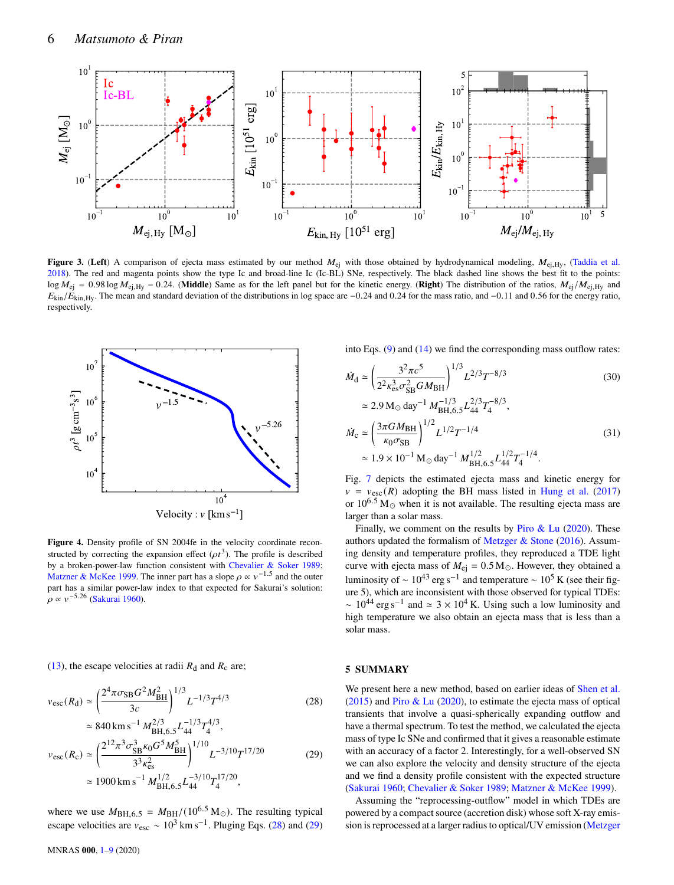**Figure 3.** (**Left**) A comparison of ejecta mass estimated by our method $M_{\rm ej}$ with those obtained by hydrodynamical modeling, $M_{\rm ej,Hy}$, (Taddia et al. 2018). The red and magenta points show the type Ic and broad-line Ic (Ic-BL) SNe, respectively. The black dashed line shows the best fit to the points: $\log M_{\rm ej} = 0.98 \log M_{\rm ej,Hy} - 0.24$. (**Middle**) Same as for the left panel but for the kinetic energy. (**Right**) The distribution of the ratios, $M_{\rm ej}/M_{\rm ej,Hy}$ and $E_{\rm kin}/E_{\rm kin,Hy}$. The mean and standard deviation of the distributions in log space are $-0.24$ and $0.24$ for the mass ratio, and $-0.11$ and $0.56$ for the energy ratio, respectively.

**Figure 4.** Density profile of SN 2004fe in the velocity coordinate reconstructed by correcting the expansion effect ($\rho t^3$). The profile is described by a broken-power-law function consistent with Chevalier & Soker 1989; Matzner & McKee 1999. The inner part has a slope $\rho \propto v^{-1.5}$ and the outer part has a similar power-law index to that expected for Sakurai's solution: $\rho \propto v^{-5.26}$ (Sakurai 1960).

(13), the escape velocities at radii $R_{\rm d}$ and $R_{\rm c}$ are;

$$v_{\rm esc}(R_{\rm d}) \simeq \left(\frac{2^4\pi\sigma_{\rm SB}G^2M_{\rm BH}^2}{3c}\right)^{1/3} L^{-1/3}T^{4/3} \tag{28}$$

$$\simeq 840\,{\rm km\,s^{-1}}\, M_{\rm BH,6.5}^{2/3} L_{44}^{-1/3} T_4^{4/3},$$

$$v_{\rm esc}(R_{\rm c}) \simeq \left(\frac{2^{12}\pi^3\sigma_{\rm SB}^3\kappa_0 G^5 M_{\rm BH}^5}{3^3\kappa_{\rm es}^2}\right)^{1/10} L^{-3/10}T^{17/20} \tag{29}$$

$$\simeq 1900\,{\rm km\,s^{-1}}\, M_{\rm BH,6.5}^{1/2} L_{44}^{-3/10} T_4^{17/20},$$

where we use $M_{\rm BH,6.5} = M_{\rm BH}/(10^{6.5}\,{\rm M_\odot})$. The resulting typical escape velocities are $v_{\rm esc} \sim 10^3\,{\rm km\,s^{-1}}$. Pluging Eqs. (28) and (29) into Eqs. (9) and (14) we find the corresponding mass outflow rates:

$$\dot{M}_{\rm d} \simeq \left(\frac{3^2\pi c^5}{2^2\kappa_{\rm es}^3\sigma_{\rm SB}^2 G M_{\rm BH}}\right)^{1/3} L^{2/3}T^{-8/3} \tag{30}$$

$$\simeq 2.9\,{\rm M_\odot\,day^{-1}}\, M_{\rm BH,6.5}^{-1/3} L_{44}^{2/3} T_4^{-8/3},$$

$$\dot{M}_{\rm c} \simeq \left(\frac{3\pi G M_{\rm BH}}{\kappa_0\sigma_{\rm SB}}\right)^{1/2} L^{1/2}T^{-1/4} \tag{31}$$

$$\simeq 1.9\times10^{-1}\,{\rm M_\odot\,day^{-1}}\, M_{\rm BH,6.5}^{1/2} L_{44}^{1/2} T_4^{-1/4}.$$

Fig. 7 depicts the estimated ejecta mass and kinetic energy for $v = v_{\rm esc}(R)$ adopting the BH mass listed in Hung et al. (2017) or $10^{6.5}\,{\rm M_\odot}$ when it is not available. The resulting ejecta mass are larger than a solar mass.

Finally, we comment on the results by Piro & Lu (2020). These authors updated the formalism of Metzger & Stone (2016). Assuming density and temperature profiles, they reproduced a TDE light curve with ejecta mass of $M_{\rm ej} = 0.5\,{\rm M_\odot}$. However, they obtained a luminosity of $\sim 10^{43}\,{\rm erg\,s^{-1}}$ and temperature $\sim 10^5$ K (see their figure 5), which are inconsistent with those observed for typical TDEs: $\sim 10^{44}\,{\rm erg\,s^{-1}}$ and $\simeq 3\times10^4$ K. Using such a low luminosity and high temperature we also obtain an ejecta mass that is less than a solar mass.

## 5 SUMMARY

We present here a new method, based on earlier ideas of Shen et al. (2015) and Piro & Lu (2020), to estimate the ejecta mass of optical transients that involve a quasi-spherically expanding outflow and have a thermal spectrum. To test the method, we calculated the ejecta mass of type Ic SNe and confirmed that it gives a reasonable estimate with an accuracy of a factor 2. Interestingly, for a well-observed SN we can also explore the velocity and density structure of the ejecta and we find a density profile consistent with the expected structure (Sakurai 1960; Chevalier & Soker 1989; Matzner & McKee 1999).

Assuming the "reprocessing-outflow" model in which TDEs are powered by a compact source (accretion disk) whose soft X-ray emission is reprocessed at a larger radius to optical/UV emission (Metzger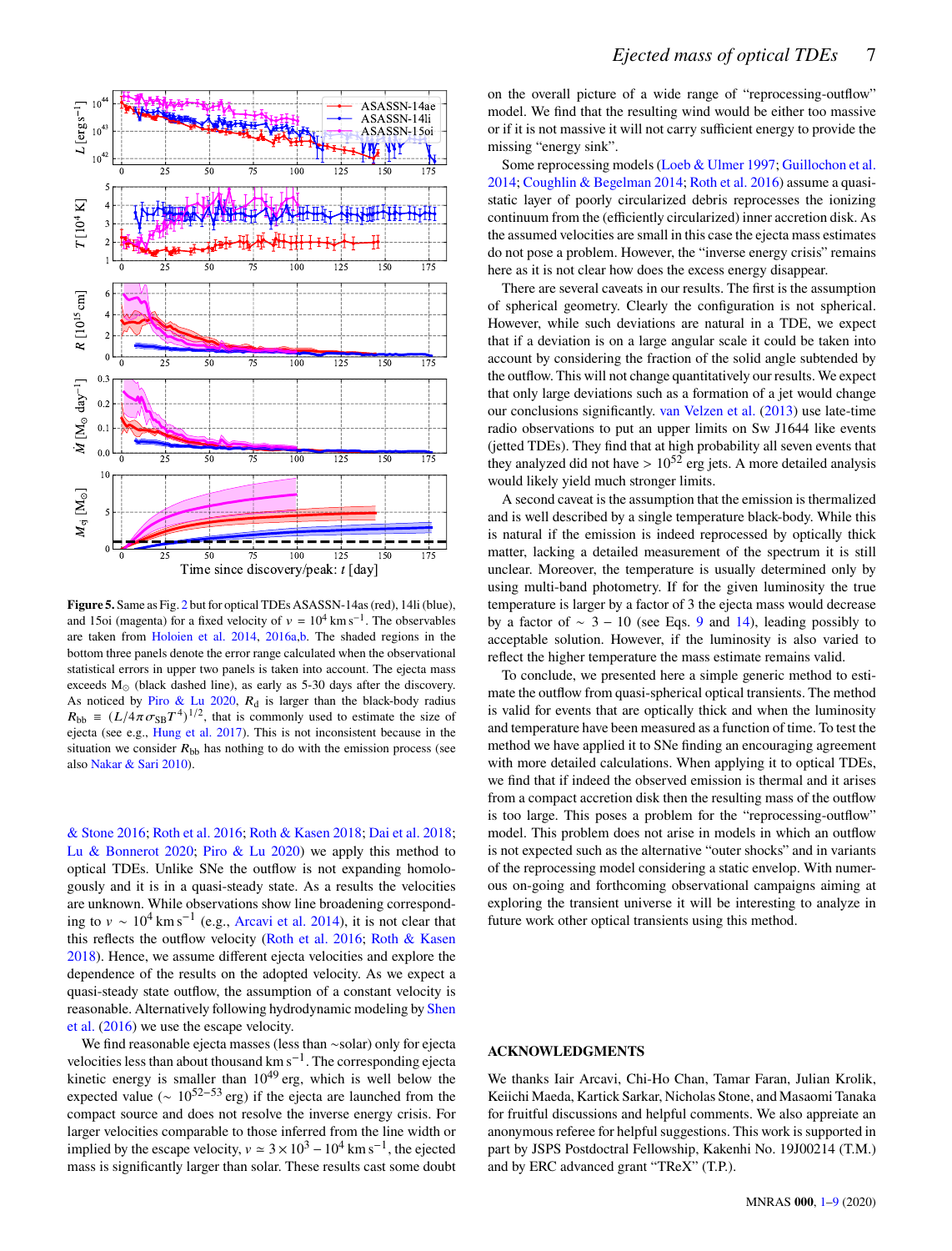**Figure 5.** Same as Fig. 2 but for optical TDEs ASASSN-14as (red), 14li (blue), and 15oi (magenta) for a fixed velocity of $v = 10^4\,\mathrm{km\,s^{-1}}$. The observables are taken from Holoien et al. 2014, 2016a,b. The shaded regions in the bottom three panels denote the error range calculated when the observational statistical errors in upper two panels is taken into account. The ejecta mass exceeds $M_\odot$ (black dashed line), as early as 5-30 days after the discovery. As noticed by Piro & Lu 2020, $R_d$ is larger than the black-body radius $R_{bb} \equiv (L/4\pi\sigma_{SB}T^4)^{1/2}$, that is commonly used to estimate the size of ejecta (see e.g., Hung et al. 2017). This is not inconsistent because in the situation we consider $R_{bb}$ has nothing to do with the emission process (see also Nakar & Sari 2010).

& Stone 2016; Roth et al. 2016; Roth & Kasen 2018; Dai et al. 2018; Lu & Bonnerot 2020; Piro & Lu 2020) we apply this method to optical TDEs. Unlike SNe the outflow is not expanding homologously and it is in a quasi-steady state. As a results the velocities are unknown. While observations show line broadening corresponding to $v \sim 10^4\,\mathrm{km\,s^{-1}}$ (e.g., Arcavi et al. 2014), it is not clear that this reflects the outflow velocity (Roth et al. 2016; Roth & Kasen 2018). Hence, we assume different ejecta velocities and explore the dependence of the results on the adopted velocity. As we expect a quasi-steady state outflow, the assumption of a constant velocity is reasonable. Alternatively following hydrodynamic modeling by Shen et al. (2016) we use the escape velocity.

We find reasonable ejecta masses (less than ~solar) only for ejecta velocities less than about thousand $\mathrm{km\,s^{-1}}$. The corresponding ejecta kinetic energy is smaller than $10^{49}$ erg, which is well below the expected value ($\sim 10^{52-53}$ erg) if the ejecta are launched from the compact source and does not resolve the inverse energy crisis. For larger velocities comparable to those inferred from the line width or implied by the escape velocity, $v \simeq 3\times10^3 - 10^4\,\mathrm{km\,s^{-1}}$, the ejected mass is significantly larger than solar. These results cast some doubt on the overall picture of a wide range of "reprocessing-outflow" model. We find that the resulting wind would be either too massive or if it is not massive it will not carry sufficient energy to provide the missing "energy sink".

Some reprocessing models (Loeb & Ulmer 1997; Guillochon et al. 2014; Coughlin & Begelman 2014; Roth et al. 2016) assume a quasi-static layer of poorly circularized debris reprocesses the ionizing continuum from the (efficiently circularized) inner accretion disk. As the assumed velocities are small in this case the ejecta mass estimates do not pose a problem. However, the "inverse energy crisis" remains here as it is not clear how does the excess energy disappear.

There are several caveats in our results. The first is the assumption of spherical geometry. Clearly the configuration is not spherical. However, while such deviations are natural in a TDE, we expect that if a deviation is on a large angular scale it could be taken into account by considering the fraction of the solid angle subtended by the outflow. This will not change quantitatively our results. We expect that only large deviations such as a formation of a jet would change our conclusions significantly. van Velzen et al. (2013) use late-time radio observations to put an upper limits on Sw J1644 like events (jetted TDEs). They find that at high probability all seven events that they analyzed did not have $> 10^{52}$ erg jets. A more detailed analysis would likely yield much stronger limits.

A second caveat is the assumption that the emission is thermalized and is well described by a single temperature black-body. While this is natural if the emission is indeed reprocessed by optically thick matter, lacking a detailed measurement of the spectrum it is still unclear. Moreover, the temperature is usually determined only by using multi-band photometry. If for the given luminosity the true temperature is larger by a factor of 3 the ejecta mass would decrease by a factor of $\sim 3-10$ (see Eqs. 9 and 14), leading possibly to acceptable solution. However, if the luminosity is also varied to reflect the higher temperature the mass estimate remains valid.

To conclude, we presented here a simple generic method to estimate the outflow from quasi-spherical optical transients. The method is valid for events that are optically thick and when the luminosity and temperature have been measured as a function of time. To test the method we have applied it to SNe finding an encouraging agreement with more detailed calculations. When applying it to optical TDEs, we find that if indeed the observed emission is thermal and it arises from a compact accretion disk then the resulting mass of the outflow is too large. This poses a problem for the "reprocessing-outflow" model. This problem does not arise in models in which an outflow is not expected such as the alternative "outer shocks" and in variants of the reprocessing model considering a static envelop. With numerous on-going and forthcoming observational campaigns aiming at exploring the transient universe it will be interesting to analyze in future work other optical transients using this method.

## ACKNOWLEDGMENTS

We thanks Iair Arcavi, Chi-Ho Chan, Tamar Faran, Julian Krolik, Keiichi Maeda, Kartick Sarkar, Nicholas Stone, and Masaomi Tanaka for fruitful discussions and helpful comments. We also appreiate an anonymous referee for helpful suggestions. This work is supported in part by JSPS Postdoctral Fellowship, Kakenhi No. 19J00214 (T.M.) and by ERC advanced grant "TReX" (T.P.).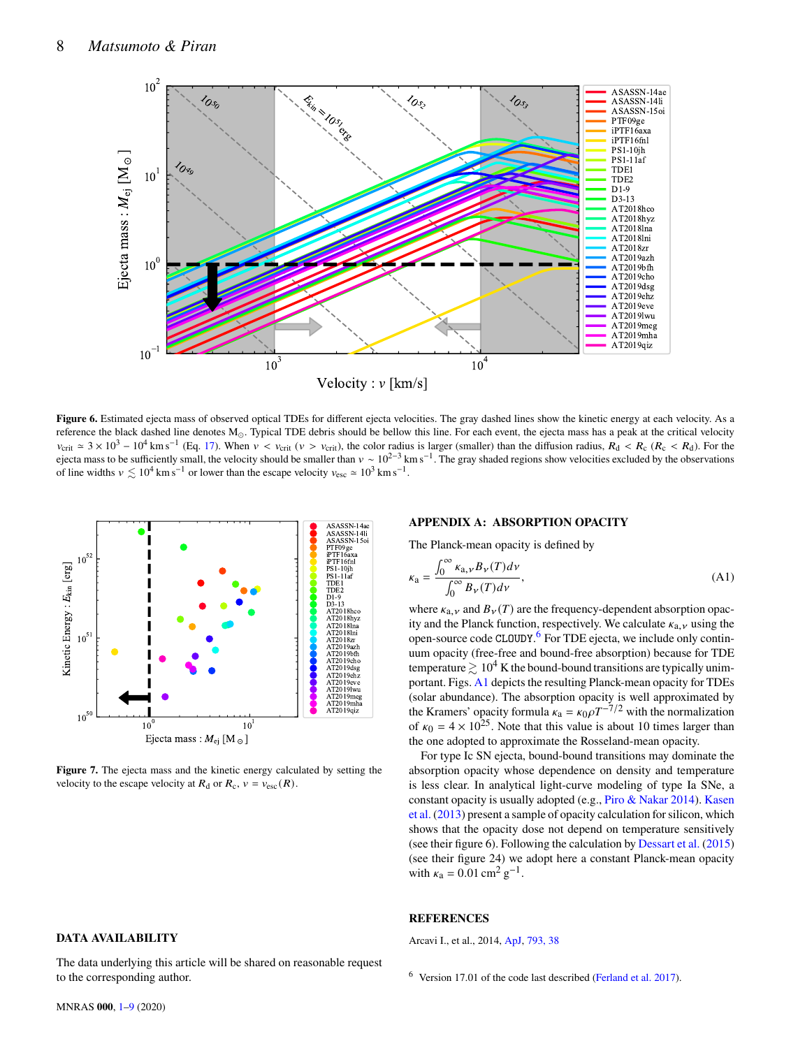**Figure 6.** Estimated ejecta mass of observed optical TDEs for different ejecta velocities. The gray dashed lines show the kinetic energy at each velocity. As a reference the black dashed line denotes $M_\odot$. Typical TDE debris should be bellow this line. For each event, the ejecta mass has a peak at the critical velocity $v_{\rm crit} \simeq 3\times10^3 - 10^4\,{\rm km\,s^{-1}}$ (Eq. 17). When $v < v_{\rm crit}$ ($v > v_{\rm crit}$), the color radius is larger (smaller) than the diffusion radius, $R_{\rm d} < R_{\rm c}$ ($R_{\rm c} < R_{\rm d}$). For the ejecta mass to be sufficiently small, the velocity should be smaller than $v \sim 10^{2-3}\,{\rm km\,s^{-1}}$. The gray shaded regions show velocities excluded by the observations of line widths $v \lesssim 10^4\,{\rm km\,s^{-1}}$ or lower than the escape velocity $v_{\rm esc} \simeq 10^3\,{\rm km\,s^{-1}}$.

**Figure 7.** The ejecta mass and the kinetic energy calculated by setting the velocity to the escape velocity at $R_{\rm d}$ or $R_{\rm c}$, $v = v_{\rm esc}(R)$.

## DATA AVAILABILITY

The data underlying this article will be shared on reasonable request to the corresponding author.

## APPENDIX A: ABSORPTION OPACITY

The Planck-mean opacity is defined by

$$\kappa_{\rm a} = \frac{\int_0^\infty \kappa_{{\rm a},\nu} B_\nu(T)d\nu}{\int_0^\infty B_\nu(T)d\nu}, \tag{A1}$$

where $\kappa_{{\rm a},\nu}$ and $B_\nu(T)$ are the frequency-dependent absorption opacity and the Planck function, respectively. We calculate $\kappa_{{\rm a},\nu}$ using the open-source code CLOUDY.[6] For TDE ejecta, we include only continuum opacity (free-free and bound-free absorption) because for TDE temperature $\gtrsim 10^4$ K the bound-bound transitions are typically unimportant. Figs. A1 depicts the resulting Planck-mean opacity for TDEs (solar abundance). The absorption opacity is well approximated by the Kramers' opacity formula $\kappa_{\rm a} = \kappa_0 \rho T^{-7/2}$ with the normalization of $\kappa_0 = 4\times10^{25}$. Note that this value is about 10 times larger than the one adopted to approximate the Rosseland-mean opacity.

For type Ic SN ejecta, bound-bound transitions may dominate the absorption opacity whose dependence on density and temperature is less clear. In analytical light-curve modeling of type Ia SNe, a constant opacity is usually adopted (e.g., Piro & Nakar 2014). Kasen et al. (2013) present a sample of opacity calculation for silicon, which shows that the opacity dose not depend on temperature sensitively (see their figure 6). Following the calculation by Dessart et al. (2015) (see their figure 24) we adopt here a constant Planck-mean opacity with $\kappa_{\rm a} = 0.01\,{\rm cm^2\,g^{-1}}$.

## REFERENCES

Arcavi I., et al., 2014, ApJ, 793, 38

[6] Version 17.01 of the code last described (Ferland et al. 2017).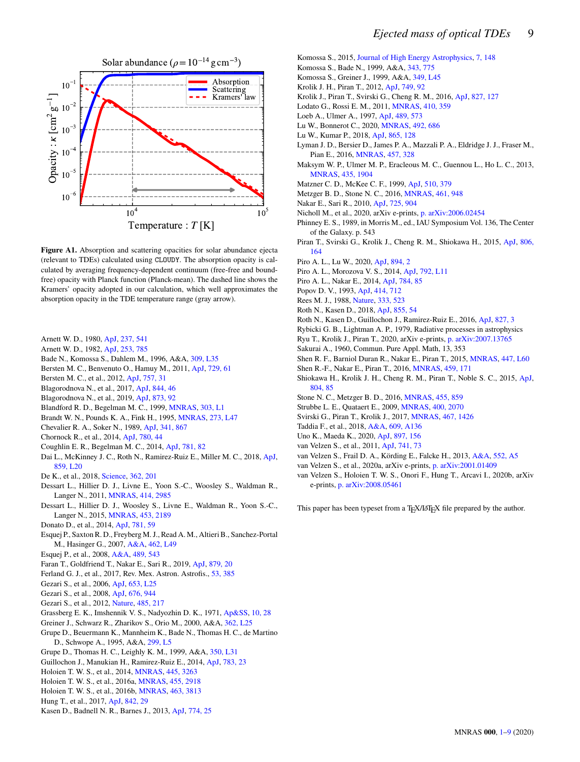Solar abundance ($\rho = 10^{-14}\,\mathrm{g\,cm^{-3}}$)

Absorption
Scattering
Kramers' law

Opacity : $\kappa$ [cm$^2$ g$^{-1}$]

$10^{-1}$
$10^{-2}$
$10^{-3}$
$10^{-4}$
$10^{-5}$
$10^{-6}$

$10^4$
$10^5$

Temperature : $T$ [K]

**Figure A1.** Absorption and scattering opacities for solar abundance ejecta (relevant to TDEs) calculated using CLOUDY. The absorption opacity is calculated by averaging frequency-dependent continuum (free-free and bound-free) opacity with Planck function (Planck-mean). The dashed line shows the Kramers' opacity adopted in our calculation, which well approximates the absorption opacity in the TDE temperature range (gray arrow).

Arnett W. D., 1980, ApJ, 237, 541
Arnett W. D., 1982, ApJ, 253, 785
Bade N., Komossa S., Dahlem M., 1996, A&A, 309, L35
Bersten M. C., Benvenuto O., Hamuy M., 2011, ApJ, 729, 61
Bersten M. C., et al., 2012, ApJ, 757, 31
Blagorodnova N., et al., 2017, ApJ, 844, 46
Blagorodnova N., et al., 2019, ApJ, 873, 92
Blandford R. D., Begelman M. C., 1999, MNRAS, 303, L1
Brandt W. N., Pounds K. A., Fink H., 1995, MNRAS, 273, L47
Chevalier R. A., Soker N., 1989, ApJ, 341, 867
Chornock R., et al., 2014, ApJ, 780, 44
Coughlin E. R., Begelman M. C., 2014, ApJ, 781, 82
Dai L., McKinney J. C., Roth N., Ramirez-Ruiz E., Miller M. C., 2018, ApJ, 859, L20
De K., et al., 2018, Science, 362, 201
Dessart L., Hillier D. J., Livne E., Yoon S.-C., Woosley S., Waldman R., Langer N., 2011, MNRAS, 414, 2985
Dessart L., Hillier D. J., Woosley S., Livne E., Waldman R., Yoon S.-C., Langer N., 2015, MNRAS, 453, 2189
Donato D., et al., 2014, ApJ, 781, 59
Esquej P., Saxton R. D., Freyberg M. J., Read A. M., Altieri B., Sanchez-Portal M., Hasinger G., 2007, A&A, 462, L49
Esquej P., et al., 2008, A&A, 489, 543
Faran T., Goldfriend T., Nakar E., Sari R., 2019, ApJ, 879, 20
Ferland G. J., et al., 2017, Rev. Mex. Astron. Astrofis., 53, 385
Gezari S., et al., 2006, ApJ, 653, L25
Gezari S., et al., 2008, ApJ, 676, 944
Gezari S., et al., 2012, Nature, 485, 217
Grassberg E. K., Imshennik V. S., Nadyozhin D. K., 1971, Ap&SS, 10, 28
Greiner J., Schwarz R., Zharikov S., Orio M., 2000, A&A, 362, L25
Grupe D., Beuermann K., Mannheim K., Bade N., Thomas H. C., de Martino D., Schwope A., 1995, A&A, 299, L5
Grupe D., Thomas H. C., Leighly K. M., 1999, A&A, 350, L31
Guillochon J., Manukian H., Ramirez-Ruiz E., 2014, ApJ, 783, 23
Holoien T. W. S., et al., 2014, MNRAS, 445, 3263
Holoien T. W. S., et al., 2016a, MNRAS, 455, 2918
Holoien T. W. S., et al., 2016b, MNRAS, 463, 3813
Hung T., et al., 2017, ApJ, 842, 29
Kasen D., Badnell N. R., Barnes J., 2013, ApJ, 774, 25
Komossa S., 2015, Journal of High Energy Astrophysics, 7, 148
Komossa S., Bade N., 1999, A&A, 343, 775
Komossa S., Greiner J., 1999, A&A, 349, L45
Krolik J. H., Piran T., 2012, ApJ, 749, 92
Krolik J., Piran T., Svirski G., Cheng R. M., 2016, ApJ, 827, 127
Lodato G., Rossi E. M., 2011, MNRAS, 410, 359
Loeb A., Ulmer A., 1997, ApJ, 489, 573
Lu W., Bonnerot C., 2020, MNRAS, 492, 686
Lu W., Kumar P., 2018, ApJ, 865, 128
Lyman J. D., Bersier D., James P. A., Mazzali P. A., Eldridge J. J., Fraser M., Pian E., 2016, MNRAS, 457, 328
Maksym W. P., Ulmer M. P., Eracleous M. C., Guennou L., Ho L. C., 2013, MNRAS, 435, 1904
Matzner C. D., McKee C. F., 1999, ApJ, 510, 379
Metzger B. D., Stone N. C., 2016, MNRAS, 461, 948
Nakar E., Sari R., 2010, ApJ, 725, 904
Nicholl M., et al., 2020, arXiv e-prints, p. arXiv:2006.02454
Phinney E. S., 1989, in Morris M., ed., IAU Symposium Vol. 136, The Center of the Galaxy. p. 543
Piran T., Svirski G., Krolik J., Cheng R. M., Shiokawa H., 2015, ApJ, 806, 164
Piro A. L., Lu W., 2020, ApJ, 894, 2
Piro A. L., Morozova V. S., 2014, ApJ, 792, L11
Piro A. L., Nakar E., 2014, ApJ, 784, 85
Popov D. V., 1993, ApJ, 414, 712
Rees M. J., 1988, Nature, 333, 523
Roth N., Kasen D., 2018, ApJ, 855, 54
Roth N., Kasen D., Guillochon J., Ramirez-Ruiz E., 2016, ApJ, 827, 3
Rybicki G. B., Lightman A. P., 1979, Radiative processes in astrophysics
Ryu T., Krolik J., Piran T., 2020, arXiv e-prints, p. arXiv:2007.13765
Sakurai A., 1960, Commun. Pure Appl. Math, 13, 353
Shen R. F., Barniol Duran R., Nakar E., Piran T., 2015, MNRAS, 447, L60
Shen R.-F., Nakar E., Piran T., 2016, MNRAS, 459, 171
Shiokawa H., Krolik J. H., Cheng R. M., Piran T., Noble S. C., 2015, ApJ, 804, 85
Stone N. C., Metzger B. D., 2016, MNRAS, 455, 859
Strubbe L. E., Quataert E., 2009, MNRAS, 400, 2070
Svirski G., Piran T., Krolik J., 2017, MNRAS, 467, 1426
Taddia F., et al., 2018, A&A, 609, A136
Uno K., Maeda K., 2020, ApJ, 897, 156
van Velzen S., et al., 2011, ApJ, 741, 73
van Velzen S., Frail D. A., Körding E., Falcke H., 2013, A&A, 552, A5
van Velzen S., et al., 2020a, arXiv e-prints, p. arXiv:2001.01409
van Velzen S., Holoien T. W. S., Onori F., Hung T., Arcavi I., 2020b, arXiv e-prints, p. arXiv:2008.05461

This paper has been typeset from a TEX/LATEX file prepared by the author.